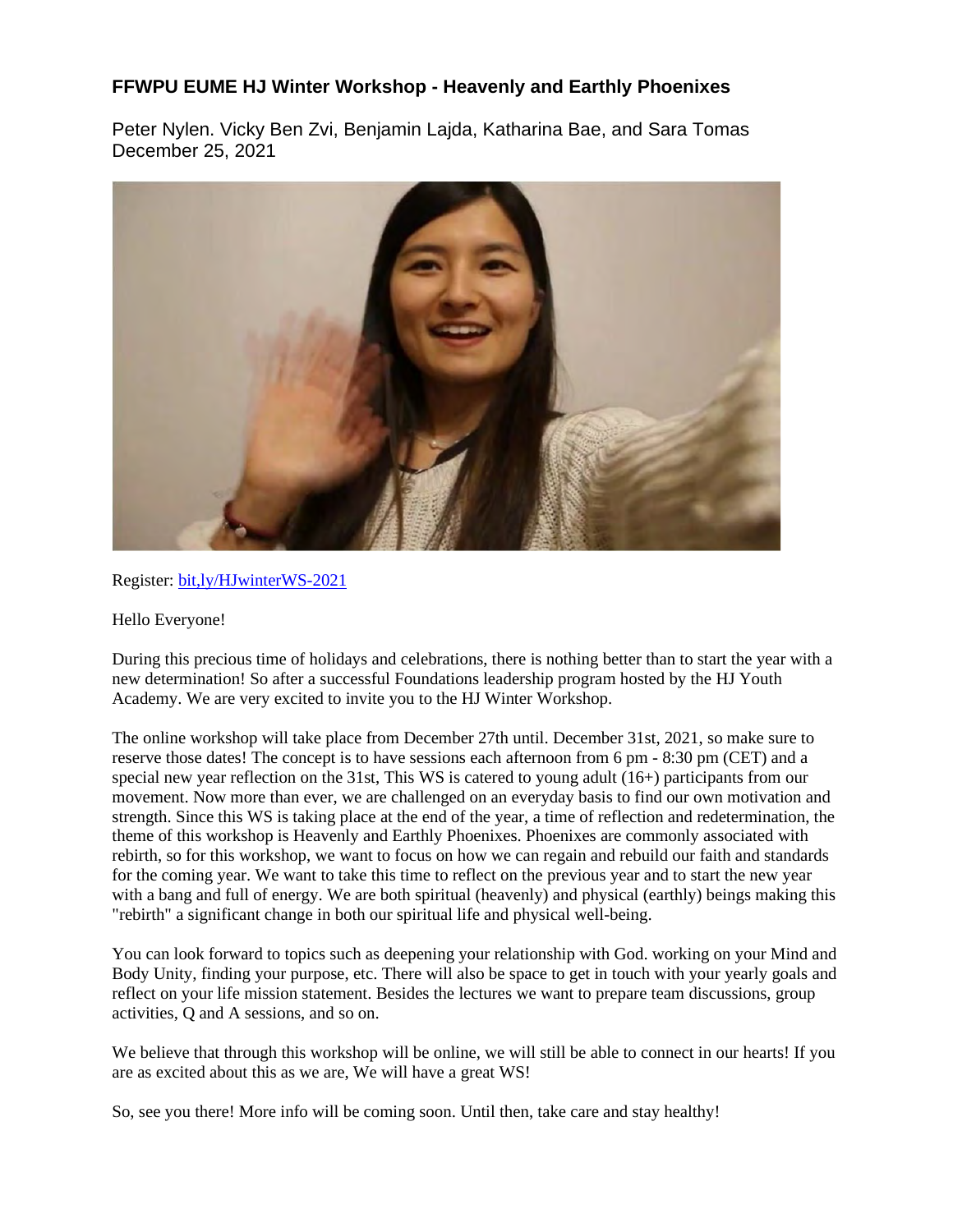## FFWPU EUME HJ Winter Workshop - Heavenly and Earthly Phoenixes

Peter Nylen. Vicky Ben Zvi, Benjamin Lajda, Katharina Bae, and Sara Tomas
December 25, 2021

Register: bit,ly/HJwinterWS-2021

Hello Everyone!

During this precious time of holidays and celebrations, there is nothing better than to start the year with a new determination! So after a successful Foundations leadership program hosted by the HJ Youth Academy. We are very excited to invite you to the HJ Winter Workshop.

The online workshop will take place from December 27th until. December 31st, 2021, so make sure to reserve those dates! The concept is to have sessions each afternoon from 6 pm - 8:30 pm (CET) and a special new year reflection on the 31st, This WS is catered to young adult (16+) participants from our movement. Now more than ever, we are challenged on an everyday basis to find our own motivation and strength. Since this WS is taking place at the end of the year, a time of reflection and redetermination, the theme of this workshop is Heavenly and Earthly Phoenixes. Phoenixes are commonly associated with rebirth, so for this workshop, we want to focus on how we can regain and rebuild our faith and standards for the coming year. We want to take this time to reflect on the previous year and to start the new year with a bang and full of energy. We are both spiritual (heavenly) and physical (earthly) beings making this "rebirth" a significant change in both our spiritual life and physical well-being.

You can look forward to topics such as deepening your relationship with God. working on your Mind and Body Unity, finding your purpose, etc. There will also be space to get in touch with your yearly goals and reflect on your life mission statement. Besides the lectures we want to prepare team discussions, group activities, Q and A sessions, and so on.

We believe that through this workshop will be online, we will still be able to connect in our hearts! If you are as excited about this as we are, We will have a great WS!

So, see you there! More info will be coming soon. Until then, take care and stay healthy!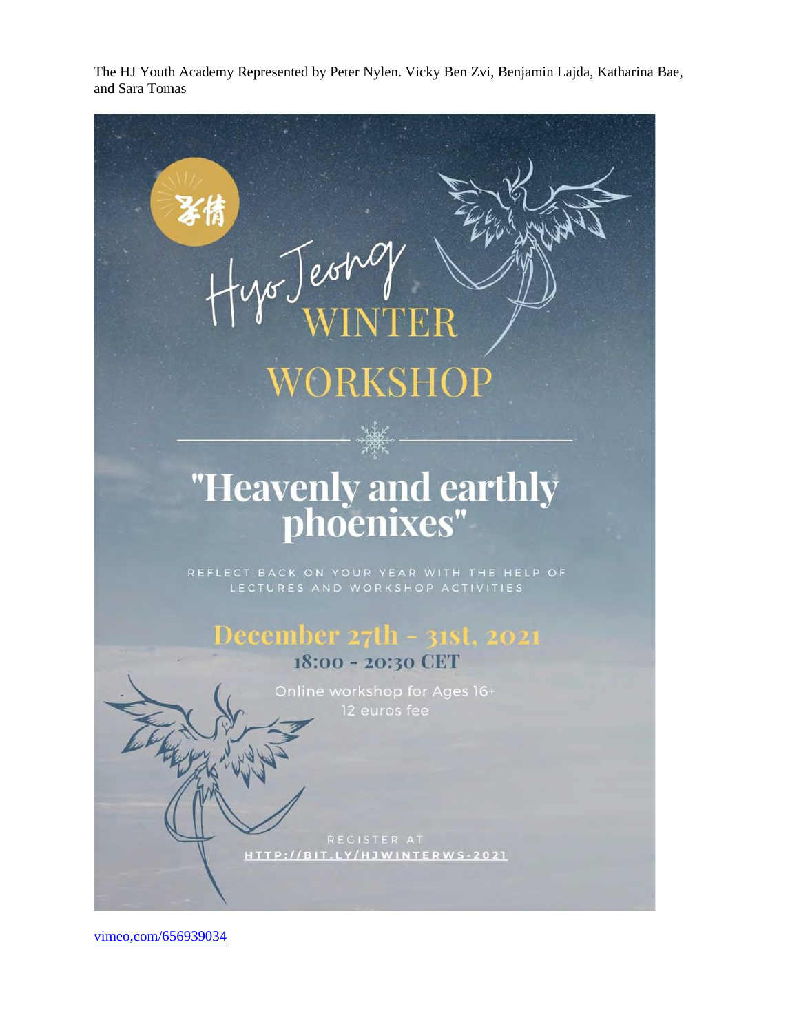The HJ Youth Academy Represented by Peter Nylen. Vicky Ben Zvi, Benjamin Lajda, Katharina Bae, and Sara Tomas

孝情

HyoJeong WINTER WORKSHOP

# "Heavenly and earthly phoenixes"

REFLECT BACK ON YOUR YEAR WITH THE HELP OF LECTURES AND WORKSHOP ACTIVITIES

## December 27th - 31st, 2021

18:00 - 20:30 CET

Online workshop for Ages 16+
12 euros fee

REGISTER AT
HTTP://BIT.LY/HJWINTERWS-2021

vimeo,com/656939034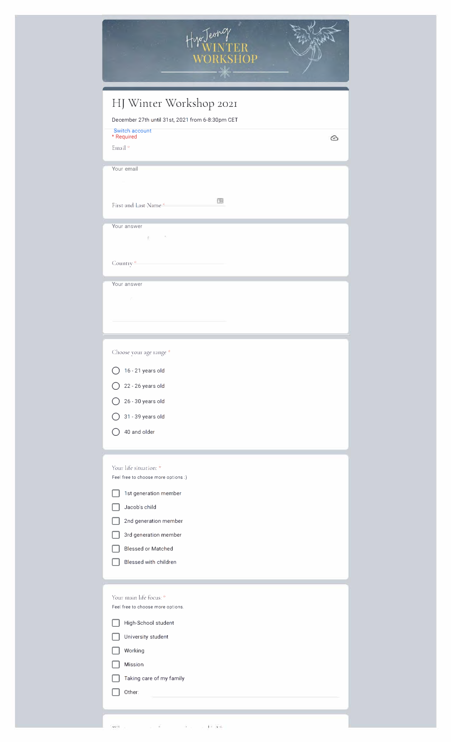Hyo Jeong WINTER WORKSHOP

# HJ Winter Workshop 2021

December 27th until 31st, 2021 from 6-8:30pm CET

Switch account

\* Required

Email *

Your email

First and Last Name *

Your answer

Country *

Your answer

Choose your age range *

- 16 - 21 years old
- 22 - 26 years old
- 26 - 30 years old
- 31 - 39 years old
- 40 and older

Your life situation: *

Feel free to choose more options :)

- [ ] 1st generation member
- [ ] Jacob's child
- [ ] 2nd generation member
- [ ] 3rd generation member
- [ ] Blessed or Matched
- [ ] Blessed with children

Your main life focus: *

Feel free to choose more options.

- [ ] High-School student
- [ ] University student
- [ ] Working
- [ ] Mission
- [ ] Taking care of my family
- [ ] Other: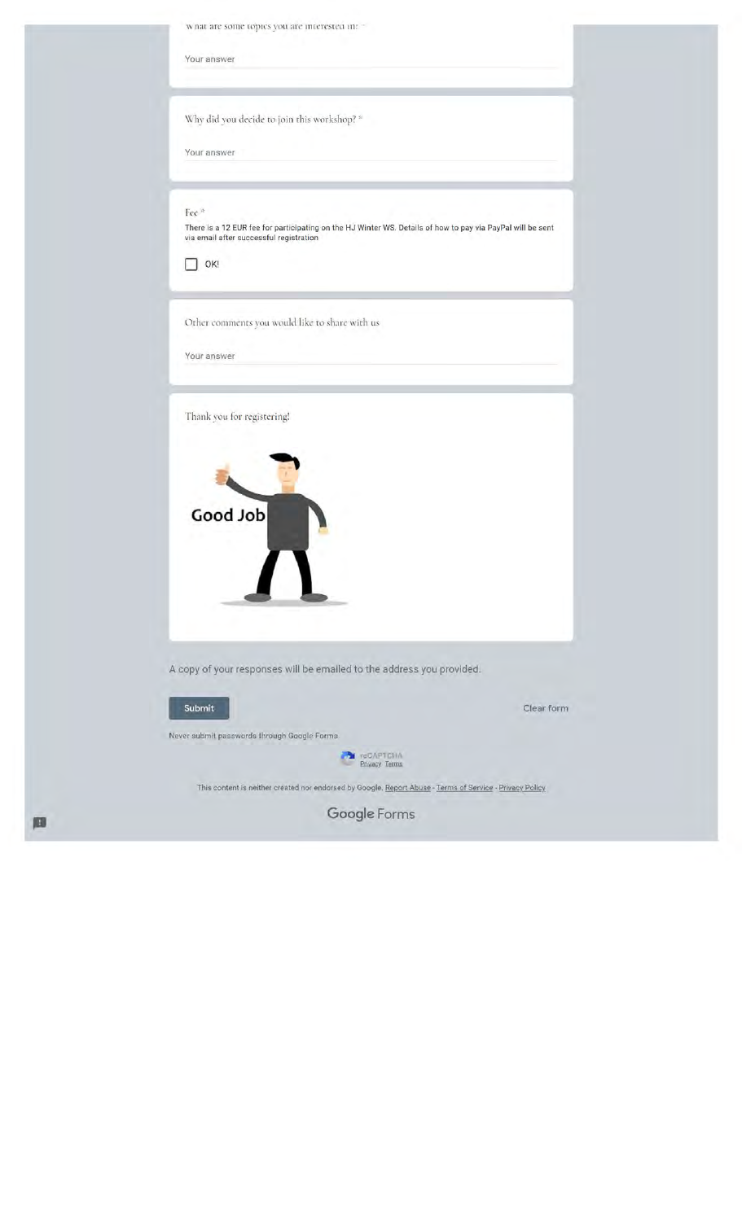What are some topics you are interested in? *

Your answer

Why did you decide to join this workshop? *

Your answer

Fee *

There is a 12 EUR fee for participating on the HJ Winter WS. Details of how to pay via PayPal will be sent via email after successful registration

☐ OK!

Other comments you would like to share with us

Your answer

Thank you for registering!

Good Job

A copy of your responses will be emailed to the address you provided.

Submit

Clear form

Never submit passwords through Google Forms.

reCAPTCHA
Privacy - Terms

This content is neither created nor endorsed by Google. Report Abuse - Terms of Service - Privacy Policy

Google Forms